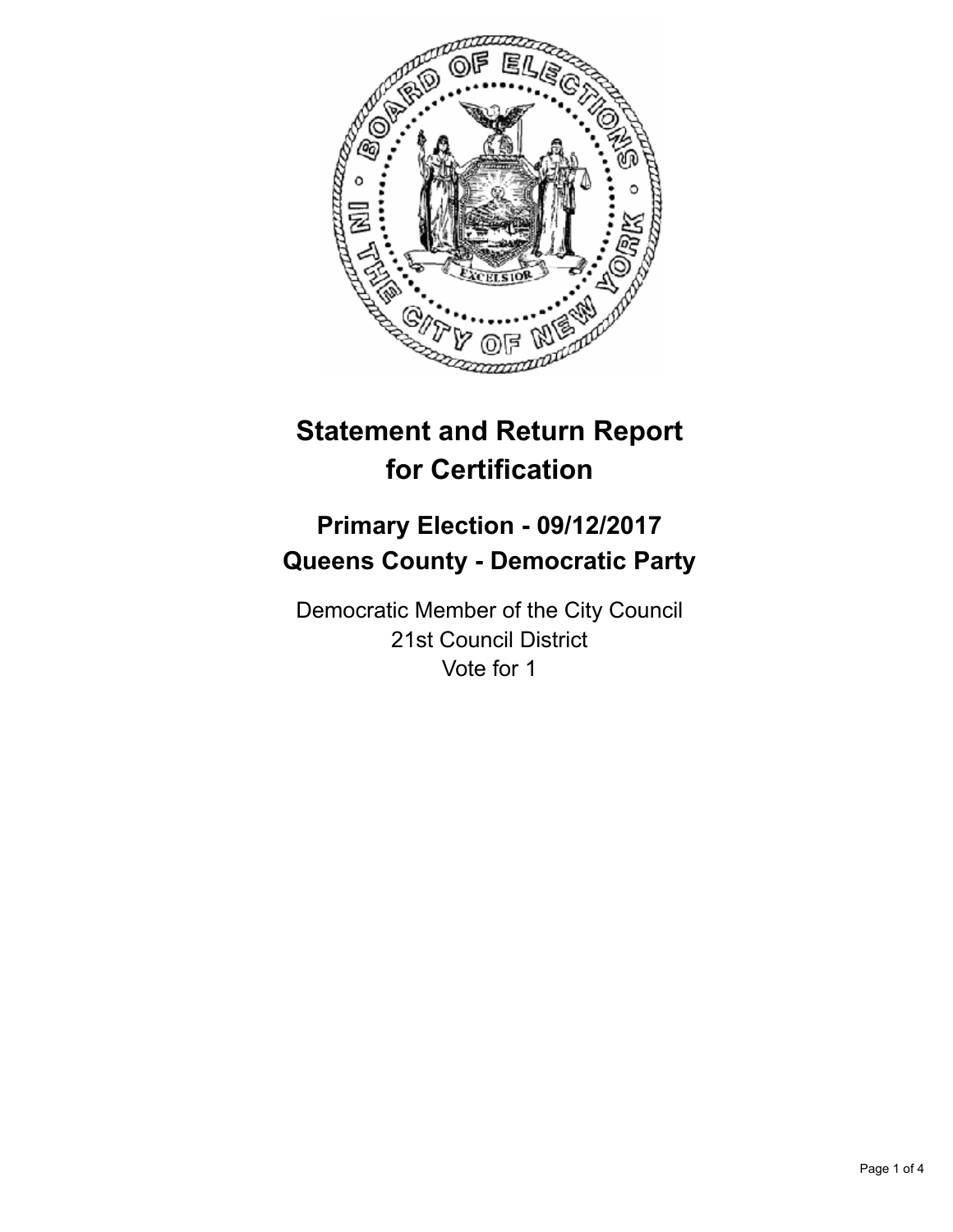# Statement and Return Report for Certification

## Primary Election - 09/12/2017
## Queens County - Democratic Party

Democratic Member of the City Council
21st Council District
Vote for 1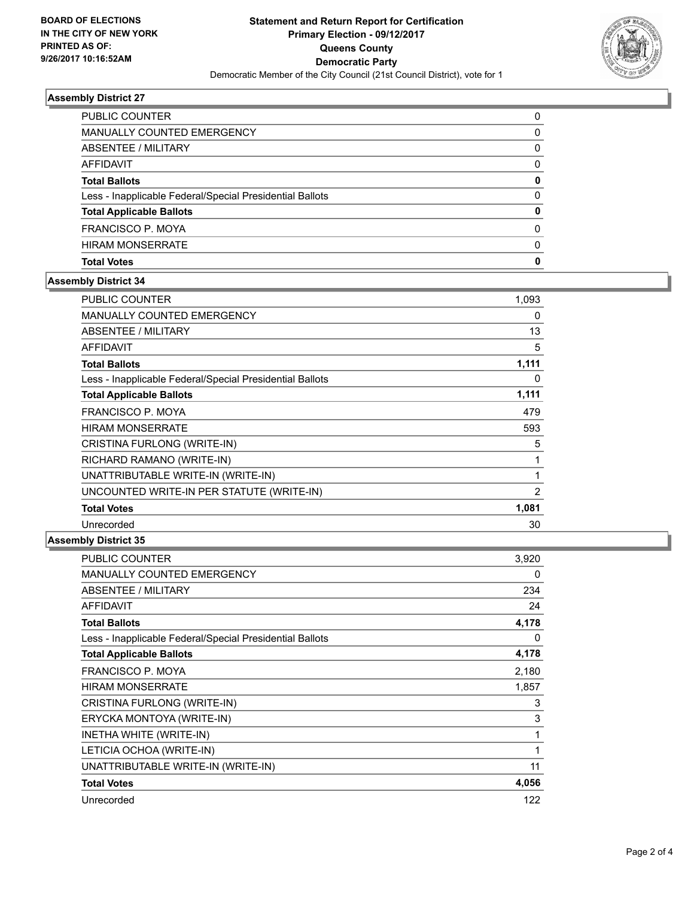**BOARD OF ELECTIONS IN THE CITY OF NEW YORK PRINTED AS OF: 9/26/2017 10:16:52AM**

# Statement and Return Report for Certification
## Primary Election - 09/12/2017
## Queens County
## Democratic Party
### Democratic Member of the City Council (21st Council District), vote for 1

### Assembly District 27

| | |
|---|---|
| PUBLIC COUNTER | 0 |
| MANUALLY COUNTED EMERGENCY | 0 |
| ABSENTEE / MILITARY | 0 |
| AFFIDAVIT | 0 |
| **Total Ballots** | **0** |
| Less - Inapplicable Federal/Special Presidential Ballots | 0 |
| **Total Applicable Ballots** | **0** |
| FRANCISCO P. MOYA | 0 |
| HIRAM MONSERRATE | 0 |
| **Total Votes** | **0** |

### Assembly District 34

| | |
|---|---|
| PUBLIC COUNTER | 1,093 |
| MANUALLY COUNTED EMERGENCY | 0 |
| ABSENTEE / MILITARY | 13 |
| AFFIDAVIT | 5 |
| **Total Ballots** | **1,111** |
| Less - Inapplicable Federal/Special Presidential Ballots | 0 |
| **Total Applicable Ballots** | **1,111** |
| FRANCISCO P. MOYA | 479 |
| HIRAM MONSERRATE | 593 |
| CRISTINA FURLONG (WRITE-IN) | 5 |
| RICHARD RAMANO (WRITE-IN) | 1 |
| UNATTRIBUTABLE WRITE-IN (WRITE-IN) | 1 |
| UNCOUNTED WRITE-IN PER STATUTE (WRITE-IN) | 2 |
| **Total Votes** | **1,081** |
| Unrecorded | 30 |

### Assembly District 35

| | |
|---|---|
| PUBLIC COUNTER | 3,920 |
| MANUALLY COUNTED EMERGENCY | 0 |
| ABSENTEE / MILITARY | 234 |
| AFFIDAVIT | 24 |
| **Total Ballots** | **4,178** |
| Less - Inapplicable Federal/Special Presidential Ballots | 0 |
| **Total Applicable Ballots** | **4,178** |
| FRANCISCO P. MOYA | 2,180 |
| HIRAM MONSERRATE | 1,857 |
| CRISTINA FURLONG (WRITE-IN) | 3 |
| ERYCKA MONTOYA (WRITE-IN) | 3 |
| INETHA WHITE (WRITE-IN) | 1 |
| LETICIA OCHOA (WRITE-IN) | 1 |
| UNATTRIBUTABLE WRITE-IN (WRITE-IN) | 11 |
| **Total Votes** | **4,056** |
| Unrecorded | 122 |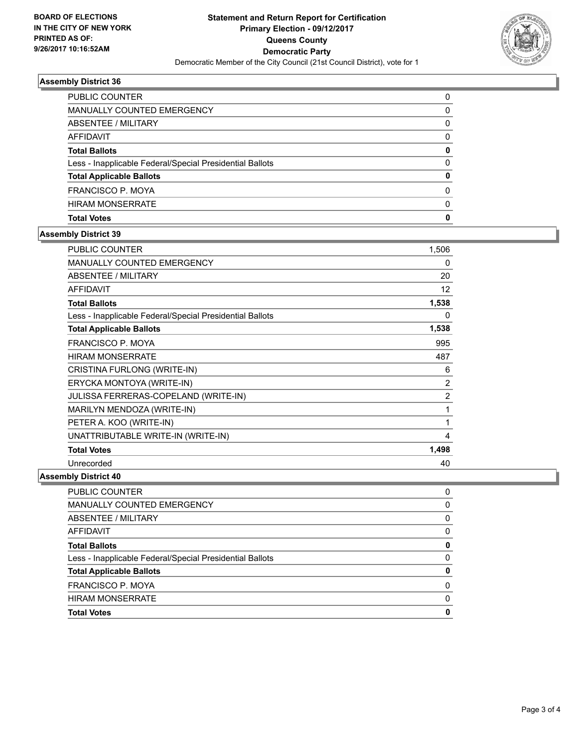BOARD OF ELECTIONS
IN THE CITY OF NEW YORK
PRINTED AS OF:
9/26/2017 10:16:52AM

**Statement and Return Report for Certification**
**Primary Election - 09/12/2017**
**Queens County**
**Democratic Party**
Democratic Member of the City Council (21st Council District), vote for 1

### Assembly District 36

| | |
|---|---|
| PUBLIC COUNTER | 0 |
| MANUALLY COUNTED EMERGENCY | 0 |
| ABSENTEE / MILITARY | 0 |
| AFFIDAVIT | 0 |
| **Total Ballots** | **0** |
| Less - Inapplicable Federal/Special Presidential Ballots | 0 |
| **Total Applicable Ballots** | **0** |
| FRANCISCO P. MOYA | 0 |
| HIRAM MONSERRATE | 0 |
| **Total Votes** | **0** |

### Assembly District 39

| | |
|---|---|
| PUBLIC COUNTER | 1,506 |
| MANUALLY COUNTED EMERGENCY | 0 |
| ABSENTEE / MILITARY | 20 |
| AFFIDAVIT | 12 |
| **Total Ballots** | **1,538** |
| Less - Inapplicable Federal/Special Presidential Ballots | 0 |
| **Total Applicable Ballots** | **1,538** |
| FRANCISCO P. MOYA | 995 |
| HIRAM MONSERRATE | 487 |
| CRISTINA FURLONG (WRITE-IN) | 6 |
| ERYCKA MONTOYA (WRITE-IN) | 2 |
| JULISSA FERRERAS-COPELAND (WRITE-IN) | 2 |
| MARILYN MENDOZA (WRITE-IN) | 1 |
| PETER A. KOO (WRITE-IN) | 1 |
| UNATTRIBUTABLE WRITE-IN (WRITE-IN) | 4 |
| **Total Votes** | **1,498** |
| Unrecorded | 40 |

### Assembly District 40

| | |
|---|---|
| PUBLIC COUNTER | 0 |
| MANUALLY COUNTED EMERGENCY | 0 |
| ABSENTEE / MILITARY | 0 |
| AFFIDAVIT | 0 |
| **Total Ballots** | **0** |
| Less - Inapplicable Federal/Special Presidential Ballots | 0 |
| **Total Applicable Ballots** | **0** |
| FRANCISCO P. MOYA | 0 |
| HIRAM MONSERRATE | 0 |
| **Total Votes** | **0** |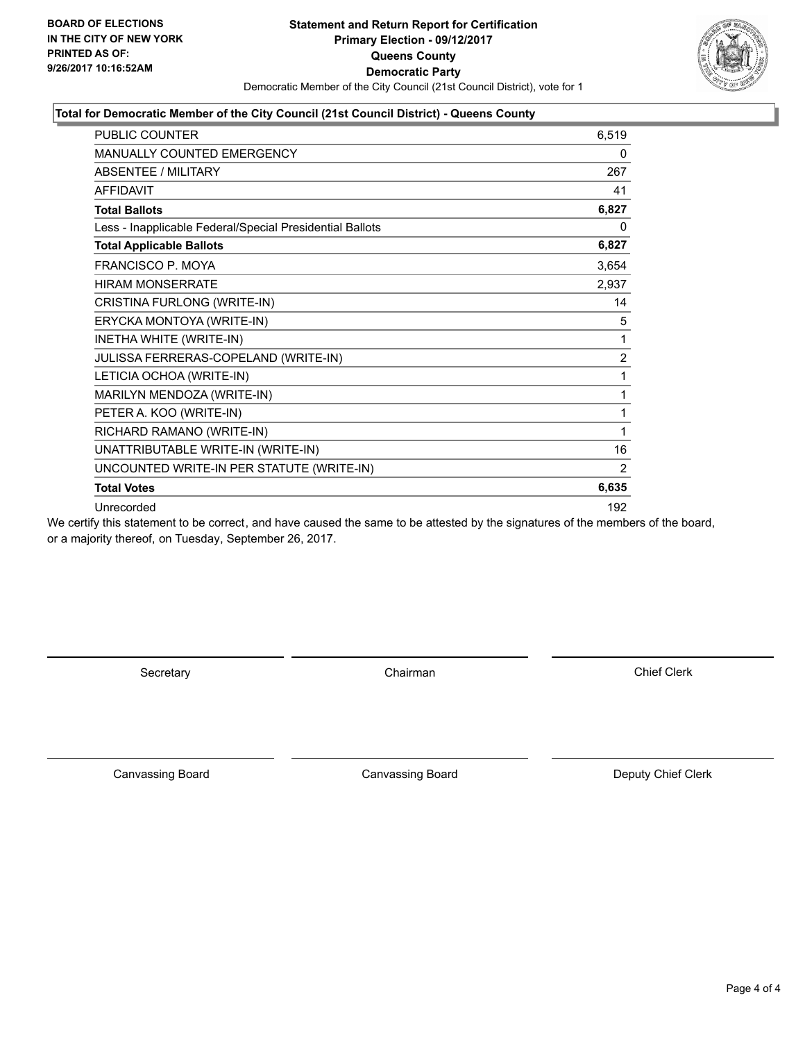**BOARD OF ELECTIONS**
**IN THE CITY OF NEW YORK**
**PRINTED AS OF:**
**9/26/2017 10:16:52AM**

# Statement and Return Report for Certification
## Primary Election - 09/12/2017
## Queens County
## Democratic Party

Democratic Member of the City Council (21st Council District), vote for 1

### Total for Democratic Member of the City Council (21st Council District) - Queens County

| | |
|---|---|
| PUBLIC COUNTER | 6,519 |
| MANUALLY COUNTED EMERGENCY | 0 |
| ABSENTEE / MILITARY | 267 |
| AFFIDAVIT | 41 |
| **Total Ballots** | **6,827** |
| Less - Inapplicable Federal/Special Presidential Ballots | 0 |
| **Total Applicable Ballots** | **6,827** |
| FRANCISCO P. MOYA | 3,654 |
| HIRAM MONSERRATE | 2,937 |
| CRISTINA FURLONG (WRITE-IN) | 14 |
| ERYCKA MONTOYA (WRITE-IN) | 5 |
| INETHA WHITE (WRITE-IN) | 1 |
| JULISSA FERRERAS-COPELAND (WRITE-IN) | 2 |
| LETICIA OCHOA (WRITE-IN) | 1 |
| MARILYN MENDOZA (WRITE-IN) | 1 |
| PETER A. KOO (WRITE-IN) | 1 |
| RICHARD RAMANO (WRITE-IN) | 1 |
| UNATTRIBUTABLE WRITE-IN (WRITE-IN) | 16 |
| UNCOUNTED WRITE-IN PER STATUTE (WRITE-IN) | 2 |
| **Total Votes** | **6,635** |
| Unrecorded | 192 |

We certify this statement to be correct, and have caused the same to be attested by the signatures of the members of the board, or a majority thereof, on Tuesday, September 26, 2017.

Secretary

Chairman

Chief Clerk

Canvassing Board

Canvassing Board

Deputy Chief Clerk